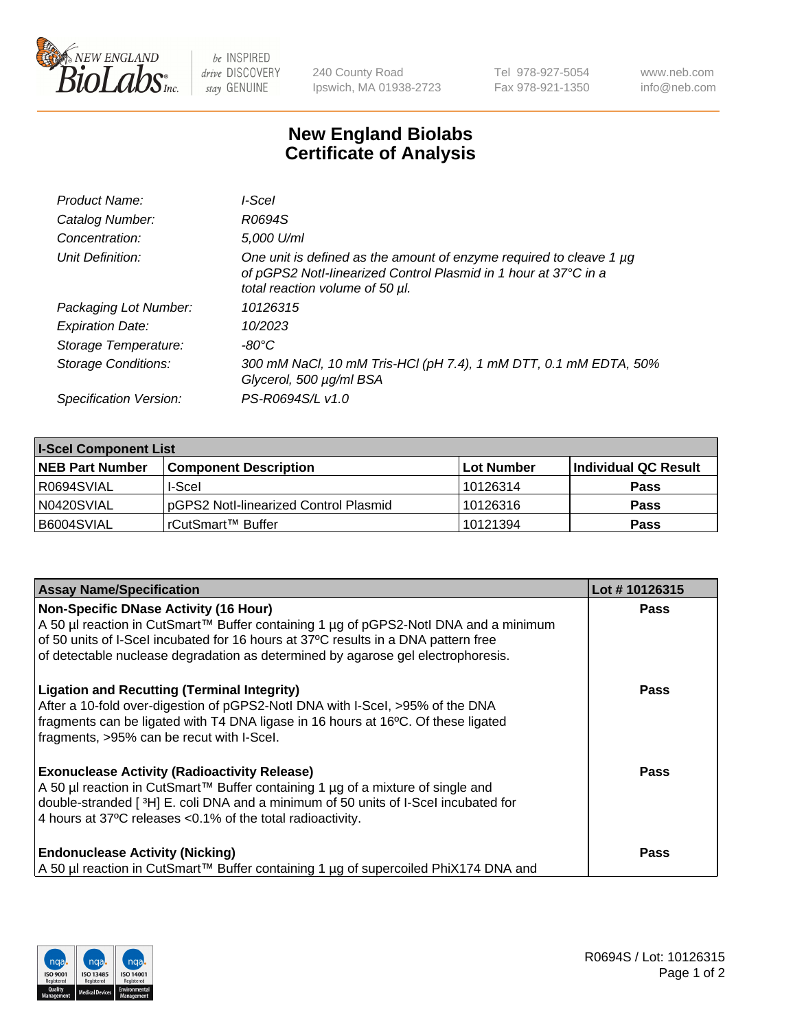New England BioLabs Inc. — be INSPIRED drive DISCOVERY stay GENUINE

240 County Road
Ipswich, MA 01938-2723

Tel 978-927-5054
Fax 978-921-1350

www.neb.com
info@neb.com

# New England Biolabs Certificate of Analysis

| | |
|---|---|
| *Product Name:* | *I-SceI* |
| *Catalog Number:* | *R0694S* |
| *Concentration:* | *5,000 U/ml* |
| *Unit Definition:* | *One unit is defined as the amount of enzyme required to cleave 1 µg of pGPS2 NotI-linearized Control Plasmid in 1 hour at 37°C in a total reaction volume of 50 µl.* |
| *Packaging Lot Number:* | *10126315* |
| *Expiration Date:* | *10/2023* |
| *Storage Temperature:* | *-80°C* |
| *Storage Conditions:* | *300 mM NaCl, 10 mM Tris-HCl (pH 7.4), 1 mM DTT, 0.1 mM EDTA, 50% Glycerol, 500 µg/ml BSA* |
| *Specification Version:* | *PS-R0694S/L v1.0* |

| I-SceI Component List | | | |
|---|---|---|---|
| **NEB Part Number** | **Component Description** | **Lot Number** | **Individual QC Result** |
| R0694SVIAL | I-SceI | 10126314 | **Pass** |
| N0420SVIAL | pGPS2 NotI-linearized Control Plasmid | 10126316 | **Pass** |
| B6004SVIAL | rCutSmart™ Buffer | 10121394 | **Pass** |

| Assay Name/Specification | Lot # 10126315 |
|---|---|
| **Non-Specific DNase Activity (16 Hour)**<br>A 50 µl reaction in CutSmart™ Buffer containing 1 µg of pGPS2-NotI DNA and a minimum of 50 units of I-SceI incubated for 16 hours at 37ºC results in a DNA pattern free of detectable nuclease degradation as determined by agarose gel electrophoresis. | **Pass** |
| **Ligation and Recutting (Terminal Integrity)**<br>After a 10-fold over-digestion of pGPS2-NotI DNA with I-SceI, >95% of the DNA fragments can be ligated with T4 DNA ligase in 16 hours at 16ºC. Of these ligated fragments, >95% can be recut with I-SceI. | **Pass** |
| **Exonuclease Activity (Radioactivity Release)**<br>A 50 µl reaction in CutSmart™ Buffer containing 1 µg of a mixture of single and double-stranded [ $^3$H] E. coli DNA and a minimum of 50 units of I-SceI incubated for 4 hours at 37ºC releases <0.1% of the total radioactivity. | **Pass** |
| **Endonuclease Activity (Nicking)**<br>A 50 µl reaction in CutSmart™ Buffer containing 1 µg of supercoiled PhiX174 DNA and | **Pass** |

R0694S / Lot: 10126315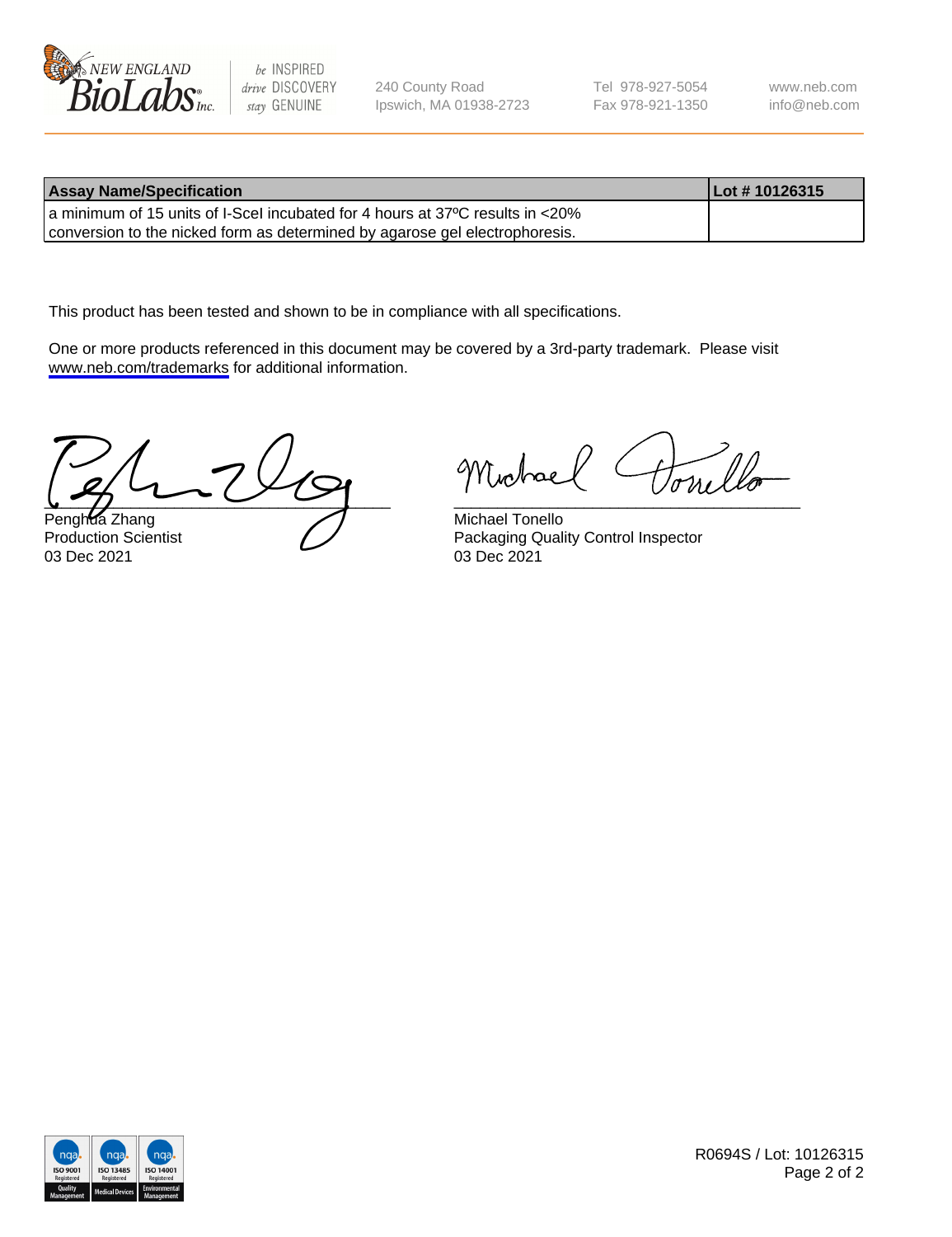| Assay Name/Specification | Lot # 10126315 |
|---|---|
| a minimum of 15 units of I-SceI incubated for 4 hours at 37ºC results in <20% conversion to the nicked form as determined by agarose gel electrophoresis. | |

This product has been tested and shown to be in compliance with all specifications.

One or more products referenced in this document may be covered by a 3rd-party trademark. Please visit www.neb.com/trademarks for additional information.

Penghua Zhang
Production Scientist
03 Dec 2021

Michael Tonello
Packaging Quality Control Inspector
03 Dec 2021

R0694S / Lot: 10126315